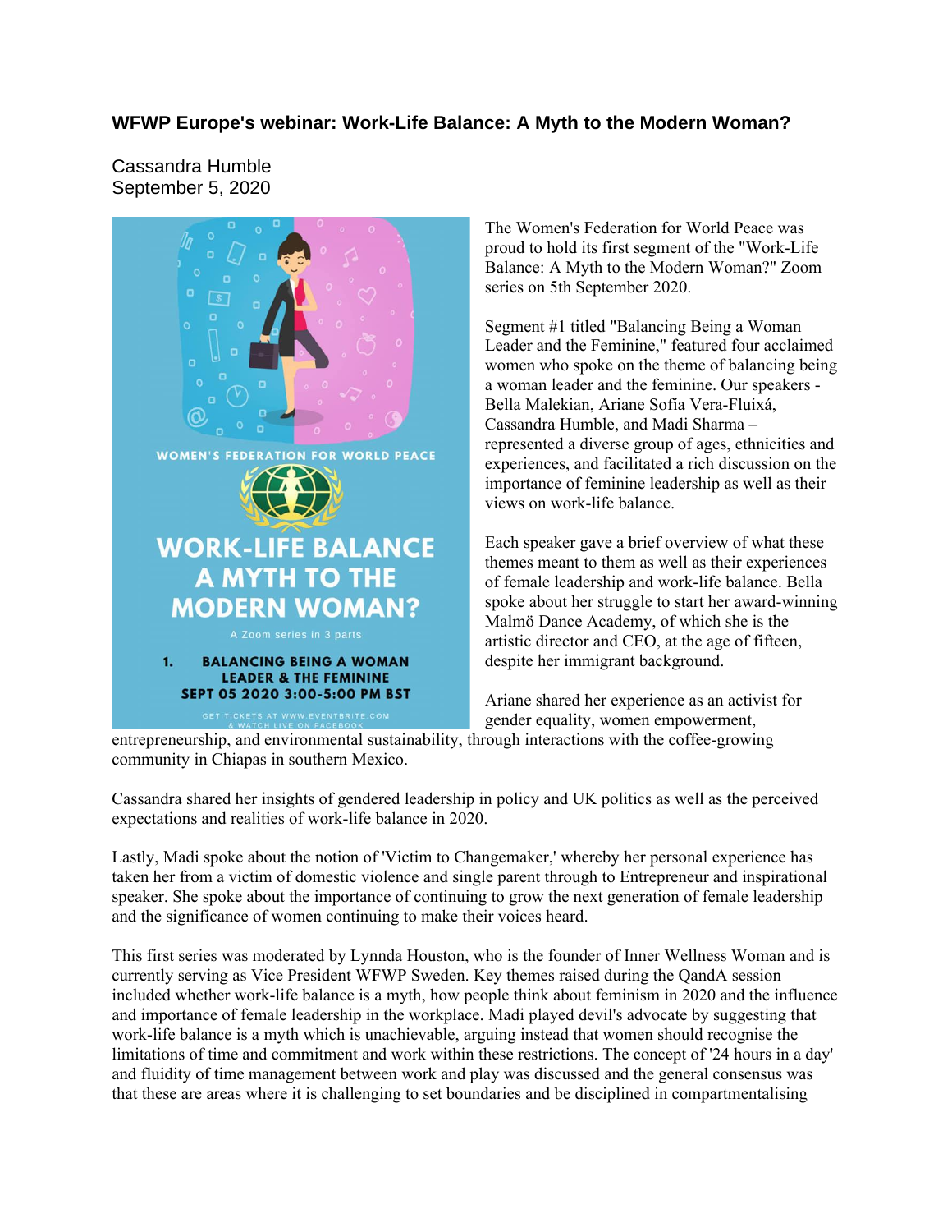# WFWP Europe's webinar: Work-Life Balance: A Myth to the Modern Woman?

Cassandra Humble
September 5, 2020

The Women's Federation for World Peace was proud to hold its first segment of the "Work-Life Balance: A Myth to the Modern Woman?" Zoom series on 5th September 2020.

Segment #1 titled "Balancing Being a Woman Leader and the Feminine," featured four acclaimed women who spoke on the theme of balancing being a woman leader and the feminine. Our speakers - Bella Malekian, Ariane Sofía Vera-Fluixá, Cassandra Humble, and Madi Sharma – represented a diverse group of ages, ethnicities and experiences, and facilitated a rich discussion on the importance of feminine leadership as well as their views on work-life balance.

Each speaker gave a brief overview of what these themes meant to them as well as their experiences of female leadership and work-life balance. Bella spoke about her struggle to start her award-winning Malmö Dance Academy, of which she is the artistic director and CEO, at the age of fifteen, despite her immigrant background.

Ariane shared her experience as an activist for gender equality, women empowerment, entrepreneurship, and environmental sustainability, through interactions with the coffee-growing community in Chiapas in southern Mexico.

Cassandra shared her insights of gendered leadership in policy and UK politics as well as the perceived expectations and realities of work-life balance in 2020.

Lastly, Madi spoke about the notion of 'Victim to Changemaker,' whereby her personal experience has taken her from a victim of domestic violence and single parent through to Entrepreneur and inspirational speaker. She spoke about the importance of continuing to grow the next generation of female leadership and the significance of women continuing to make their voices heard.

This first series was moderated by Lynnda Houston, who is the founder of Inner Wellness Woman and is currently serving as Vice President WFWP Sweden. Key themes raised during the QandA session included whether work-life balance is a myth, how people think about feminism in 2020 and the influence and importance of female leadership in the workplace. Madi played devil's advocate by suggesting that work-life balance is a myth which is unachievable, arguing instead that women should recognise the limitations of time and commitment and work within these restrictions. The concept of '24 hours in a day' and fluidity of time management between work and play was discussed and the general consensus was that these are areas where it is challenging to set boundaries and be disciplined in compartmentalising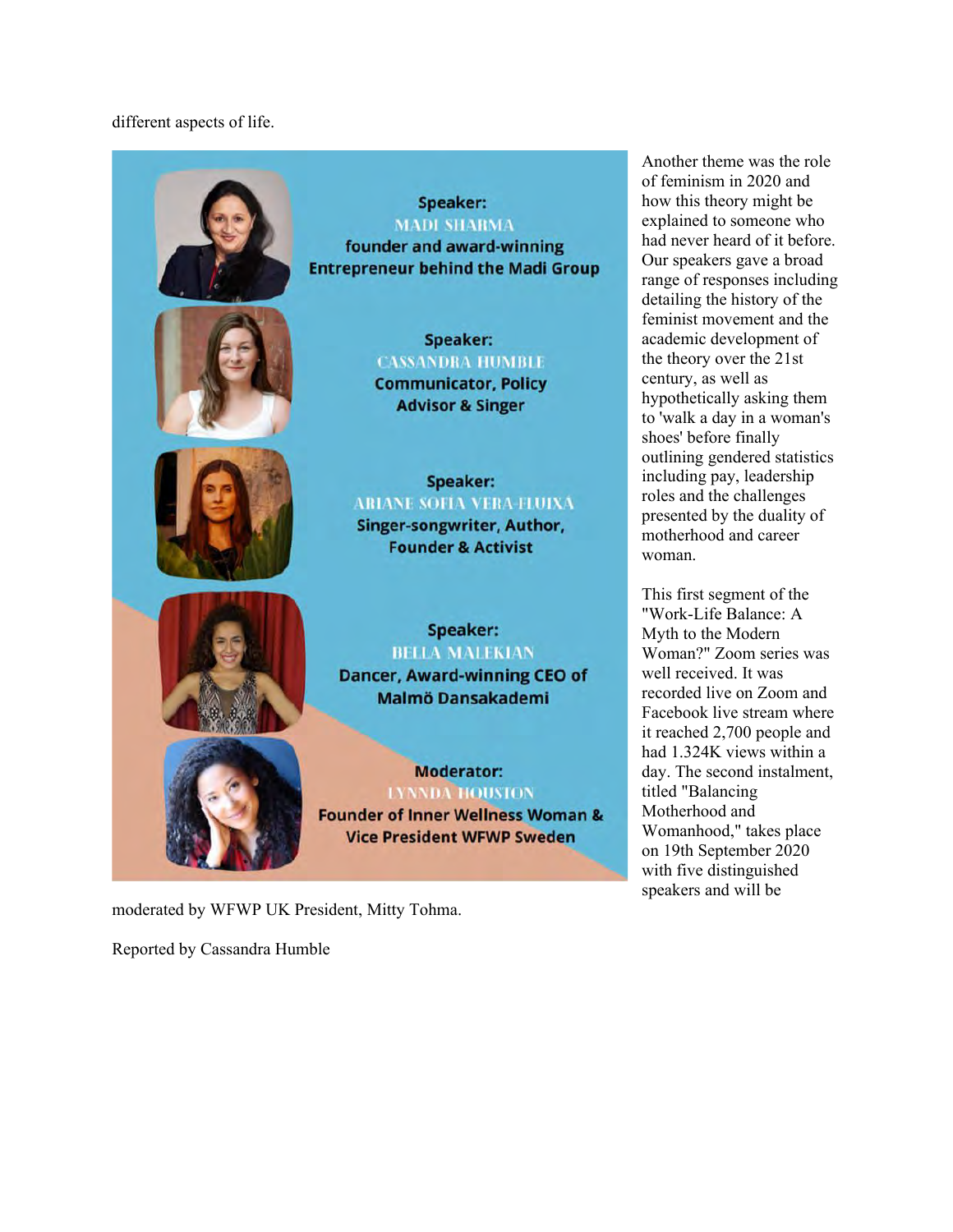different aspects of life.

Speaker:
MADI SHARMA
founder and award-winning Entrepreneur behind the Madi Group

Speaker:
CASSANDRA HUMBLE
Communicator, Policy Advisor & Singer

Speaker:
ARIANE SOFIA VERA-FLUIXÁ
Singer-songwriter, Author, Founder & Activist

Speaker:
BELLA MALEKIAN
Dancer, Award-winning CEO of Malmö Dansakademi

Moderator:
LYNNDA HOUSTON
Founder of Inner Wellness Woman & Vice President WFWP Sweden

Another theme was the role of feminism in 2020 and how this theory might be explained to someone who had never heard of it before. Our speakers gave a broad range of responses including detailing the history of the feminist movement and the academic development of the theory over the 21st century, as well as hypothetically asking them to 'walk a day in a woman's shoes' before finally outlining gendered statistics including pay, leadership roles and the challenges presented by the duality of motherhood and career woman.

This first segment of the "Work-Life Balance: A Myth to the Modern Woman?" Zoom series was well received. It was recorded live on Zoom and Facebook live stream where it reached 2,700 people and had 1.324K views within a day. The second instalment, titled "Balancing Motherhood and Womanhood," takes place on 19th September 2020 with five distinguished speakers and will be moderated by WFWP UK President, Mitty Tohma.

Reported by Cassandra Humble